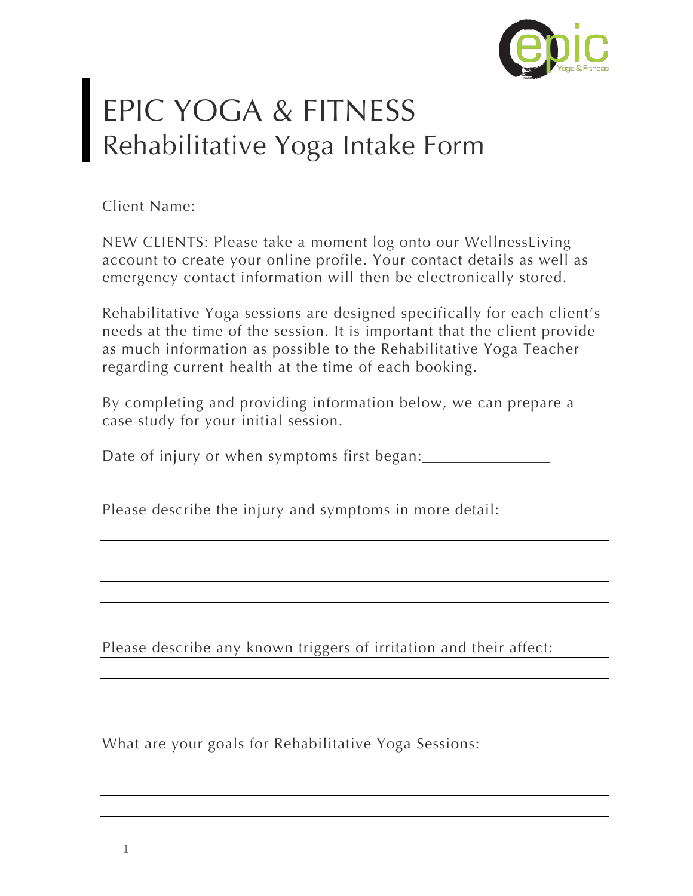# EPIC YOGA & FITNESS
## Rehabilitative Yoga Intake Form

Client Name: ______________________________

NEW CLIENTS: Please take a moment log onto our WellnessLiving account to create your online profile. Your contact details as well as emergency contact information will then be electronically stored.

Rehabilitative Yoga sessions are designed specifically for each client's needs at the time of the session. It is important that the client provide as much information as possible to the Rehabilitative Yoga Teacher regarding current health at the time of each booking.

By completing and providing information below, we can prepare a case study for your initial session.

Date of injury or when symptoms first began: ________________

Please describe the injury and symptoms in more detail: ______________________________

______________________________

______________________________

______________________________

______________________________

Please describe any known triggers of irritation and their affect: ______________________________

______________________________

______________________________

What are your goals for Rehabilitative Yoga Sessions: ______________________________

______________________________

______________________________

______________________________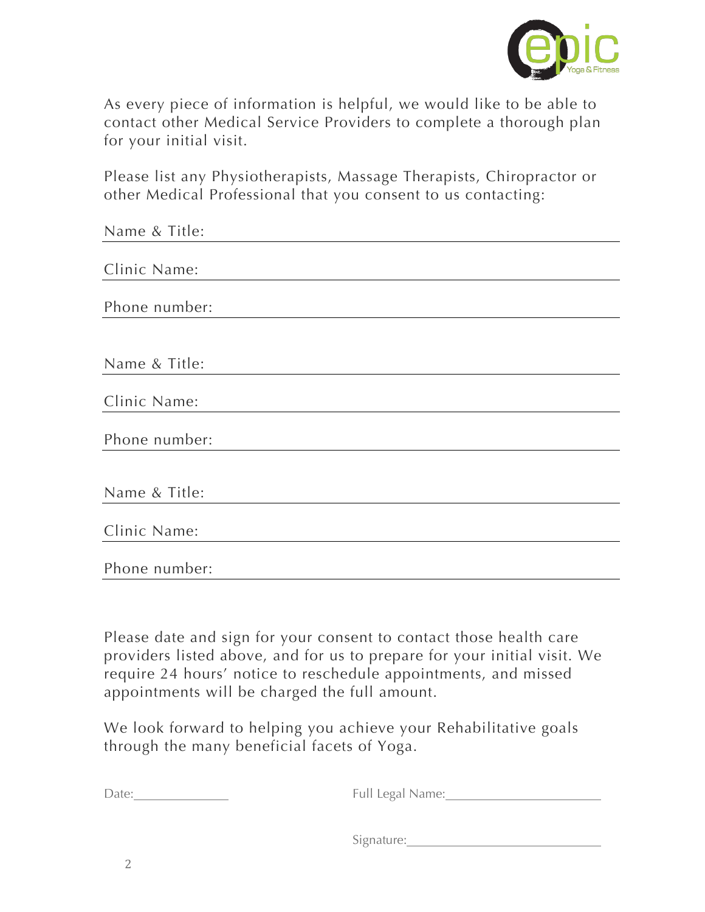As every piece of information is helpful, we would like to be able to contact other Medical Service Providers to complete a thorough plan for your initial visit.

Please list any Physiotherapists, Massage Therapists, Chiropractor or other Medical Professional that you consent to us contacting:

Name & Title: ______________________________

Clinic Name: ______________________________

Phone number: ______________________________

Name & Title: ______________________________

Clinic Name: ______________________________

Phone number: ______________________________

Name & Title: ______________________________

Clinic Name: ______________________________

Phone number: ______________________________

Please date and sign for your consent to contact those health care providers listed above, and for us to prepare for your initial visit. We require 24 hours' notice to reschedule appointments, and missed appointments will be charged the full amount.

We look forward to helping you achieve your Rehabilitative goals through the many beneficial facets of Yoga.

Date: ______________ Full Legal Name: ______________________

Signature: ______________________